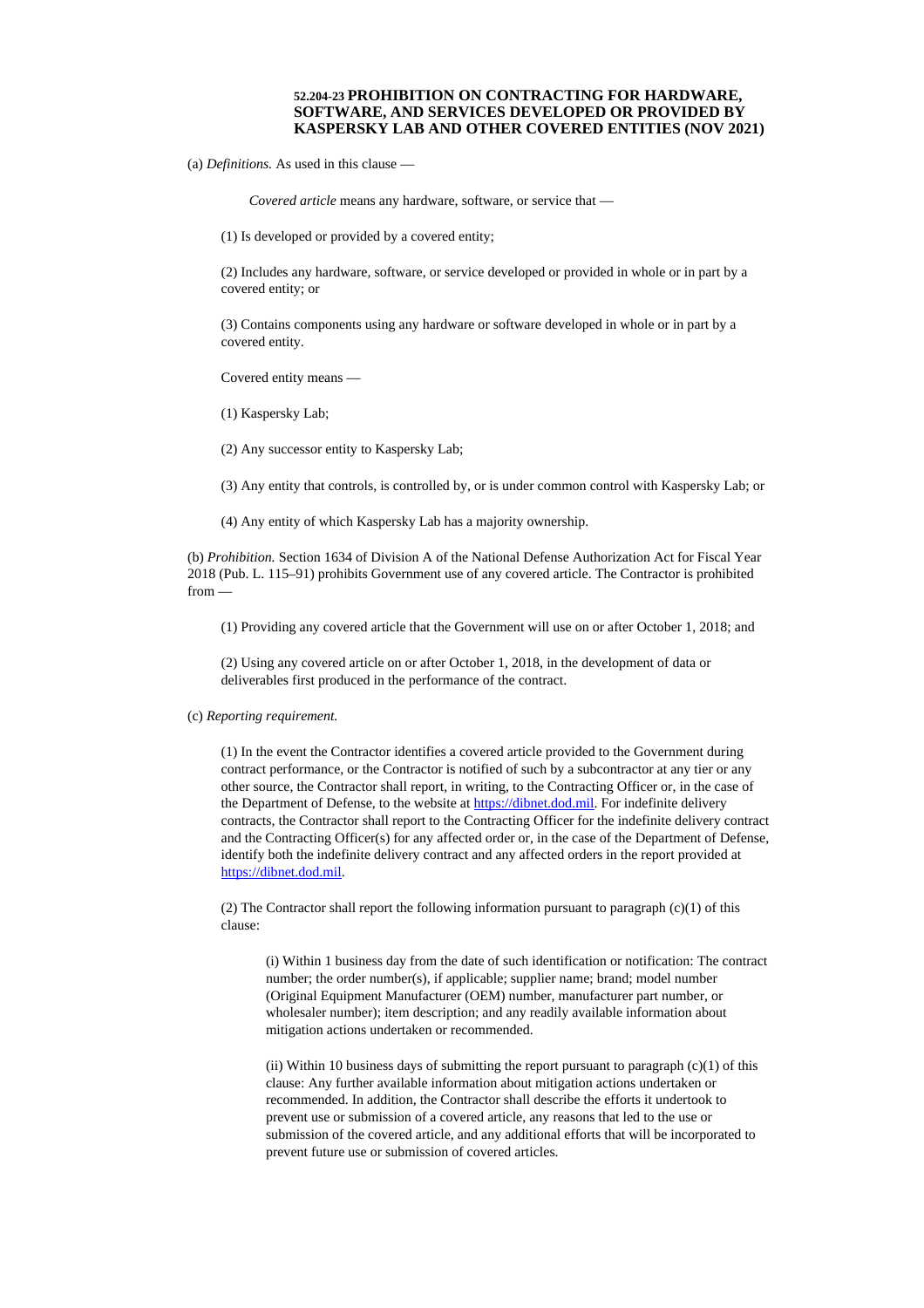### 52.204-23 PROHIBITION ON CONTRACTING FOR HARDWARE, SOFTWARE, AND SERVICES DEVELOPED OR PROVIDED BY KASPERSKY LAB AND OTHER COVERED ENTITIES (NOV 2021)

(a) *Definitions.* As used in this clause —

*Covered article* means any hardware, software, or service that —

(1) Is developed or provided by a covered entity;

(2) Includes any hardware, software, or service developed or provided in whole or in part by a covered entity; or

(3) Contains components using any hardware or software developed in whole or in part by a covered entity.

Covered entity means —

(1) Kaspersky Lab;

(2) Any successor entity to Kaspersky Lab;

(3) Any entity that controls, is controlled by, or is under common control with Kaspersky Lab; or

(4) Any entity of which Kaspersky Lab has a majority ownership.

(b) *Prohibition.* Section 1634 of Division A of the National Defense Authorization Act for Fiscal Year 2018 (Pub. L. 115–91) prohibits Government use of any covered article. The Contractor is prohibited from —

(1) Providing any covered article that the Government will use on or after October 1, 2018; and

(2) Using any covered article on or after October 1, 2018, in the development of data or deliverables first produced in the performance of the contract.

(c) *Reporting requirement.*

(1) In the event the Contractor identifies a covered article provided to the Government during contract performance, or the Contractor is notified of such by a subcontractor at any tier or any other source, the Contractor shall report, in writing, to the Contracting Officer or, in the case of the Department of Defense, to the website at https://dibnet.dod.mil. For indefinite delivery contracts, the Contractor shall report to the Contracting Officer for the indefinite delivery contract and the Contracting Officer(s) for any affected order or, in the case of the Department of Defense, identify both the indefinite delivery contract and any affected orders in the report provided at https://dibnet.dod.mil.

(2) The Contractor shall report the following information pursuant to paragraph (c)(1) of this clause:

(i) Within 1 business day from the date of such identification or notification: The contract number; the order number(s), if applicable; supplier name; brand; model number (Original Equipment Manufacturer (OEM) number, manufacturer part number, or wholesaler number); item description; and any readily available information about mitigation actions undertaken or recommended.

(ii) Within 10 business days of submitting the report pursuant to paragraph (c)(1) of this clause: Any further available information about mitigation actions undertaken or recommended. In addition, the Contractor shall describe the efforts it undertook to prevent use or submission of a covered article, any reasons that led to the use or submission of the covered article, and any additional efforts that will be incorporated to prevent future use or submission of covered articles.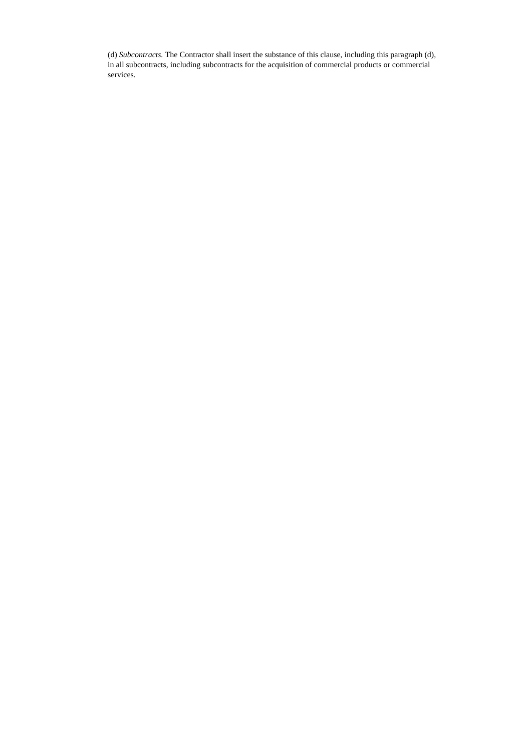(d) *Subcontracts.* The Contractor shall insert the substance of this clause, including this paragraph (d), in all subcontracts, including subcontracts for the acquisition of commercial products or commercial services.